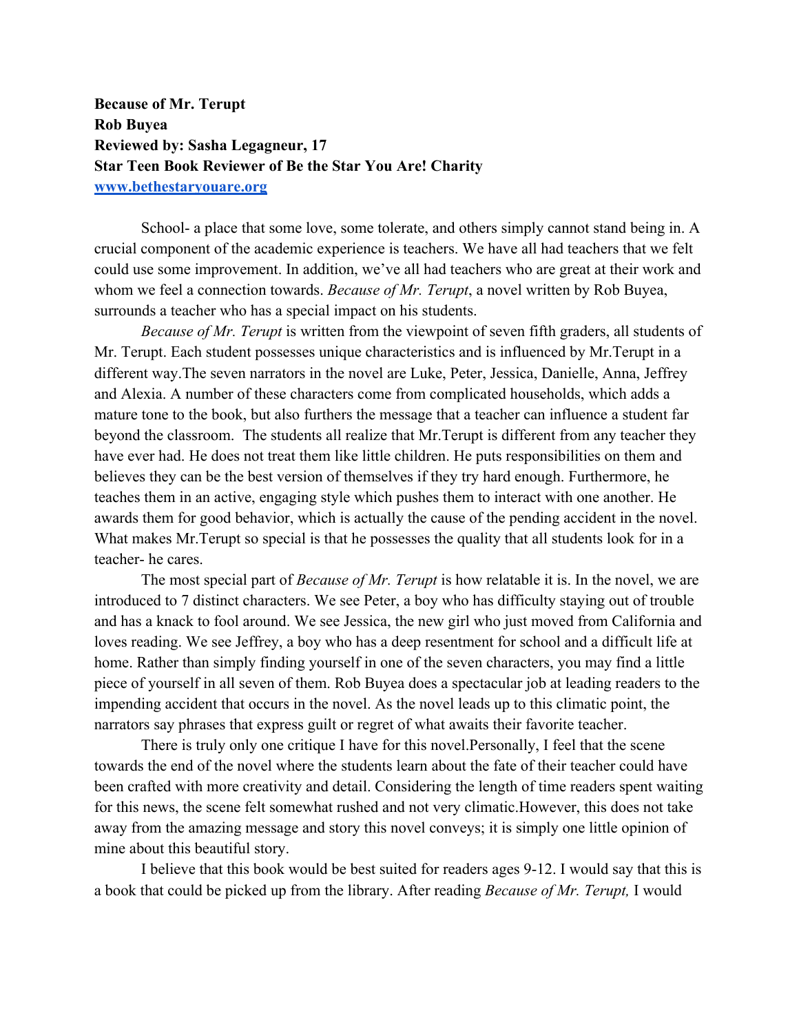**Because of Mr. Terupt**
**Rob Buyea**
**Reviewed by: Sasha Legagneur, 17**
**Star Teen Book Reviewer of Be the Star You Are! Charity**
**[www.bethestaryouare.org](http://www.bethestaryouare.org)**

School- a place that some love, some tolerate, and others simply cannot stand being in. A crucial component of the academic experience is teachers. We have all had teachers that we felt could use some improvement. In addition, we've all had teachers who are great at their work and whom we feel a connection towards. *Because of Mr. Terupt*, a novel written by Rob Buyea, surrounds a teacher who has a special impact on his students.

*Because of Mr. Terupt* is written from the viewpoint of seven fifth graders, all students of Mr. Terupt. Each student possesses unique characteristics and is influenced by Mr.Terupt in a different way.The seven narrators in the novel are Luke, Peter, Jessica, Danielle, Anna, Jeffrey and Alexia. A number of these characters come from complicated households, which adds a mature tone to the book, but also furthers the message that a teacher can influence a student far beyond the classroom. The students all realize that Mr.Terupt is different from any teacher they have ever had. He does not treat them like little children. He puts responsibilities on them and believes they can be the best version of themselves if they try hard enough. Furthermore, he teaches them in an active, engaging style which pushes them to interact with one another. He awards them for good behavior, which is actually the cause of the pending accident in the novel. What makes Mr.Terupt so special is that he possesses the quality that all students look for in a teacher- he cares.

The most special part of *Because of Mr. Terupt* is how relatable it is. In the novel, we are introduced to 7 distinct characters. We see Peter, a boy who has difficulty staying out of trouble and has a knack to fool around. We see Jessica, the new girl who just moved from California and loves reading. We see Jeffrey, a boy who has a deep resentment for school and a difficult life at home. Rather than simply finding yourself in one of the seven characters, you may find a little piece of yourself in all seven of them. Rob Buyea does a spectacular job at leading readers to the impending accident that occurs in the novel. As the novel leads up to this climatic point, the narrators say phrases that express guilt or regret of what awaits their favorite teacher.

There is truly only one critique I have for this novel.Personally, I feel that the scene towards the end of the novel where the students learn about the fate of their teacher could have been crafted with more creativity and detail. Considering the length of time readers spent waiting for this news, the scene felt somewhat rushed and not very climatic.However, this does not take away from the amazing message and story this novel conveys; it is simply one little opinion of mine about this beautiful story.

I believe that this book would be best suited for readers ages 9-12. I would say that this is a book that could be picked up from the library. After reading *Because of Mr. Terupt,* I would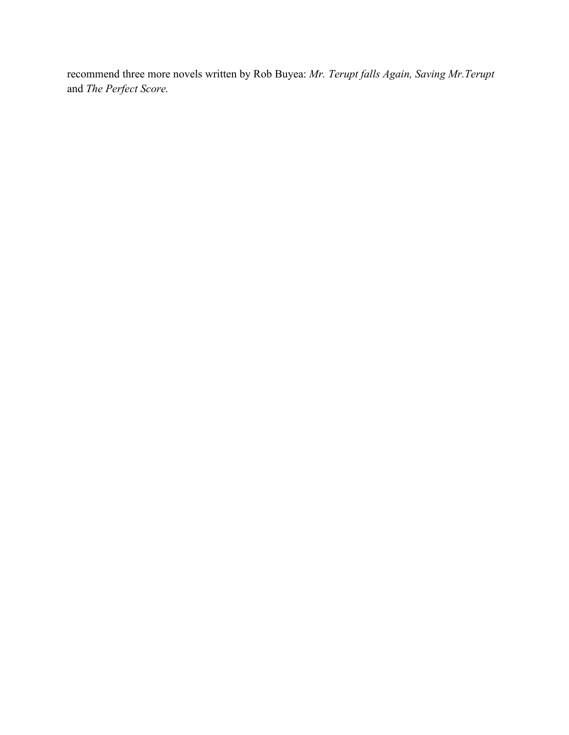recommend three more novels written by Rob Buyea: *Mr. Terupt falls Again, Saving Mr.Terupt* and *The Perfect Score.*